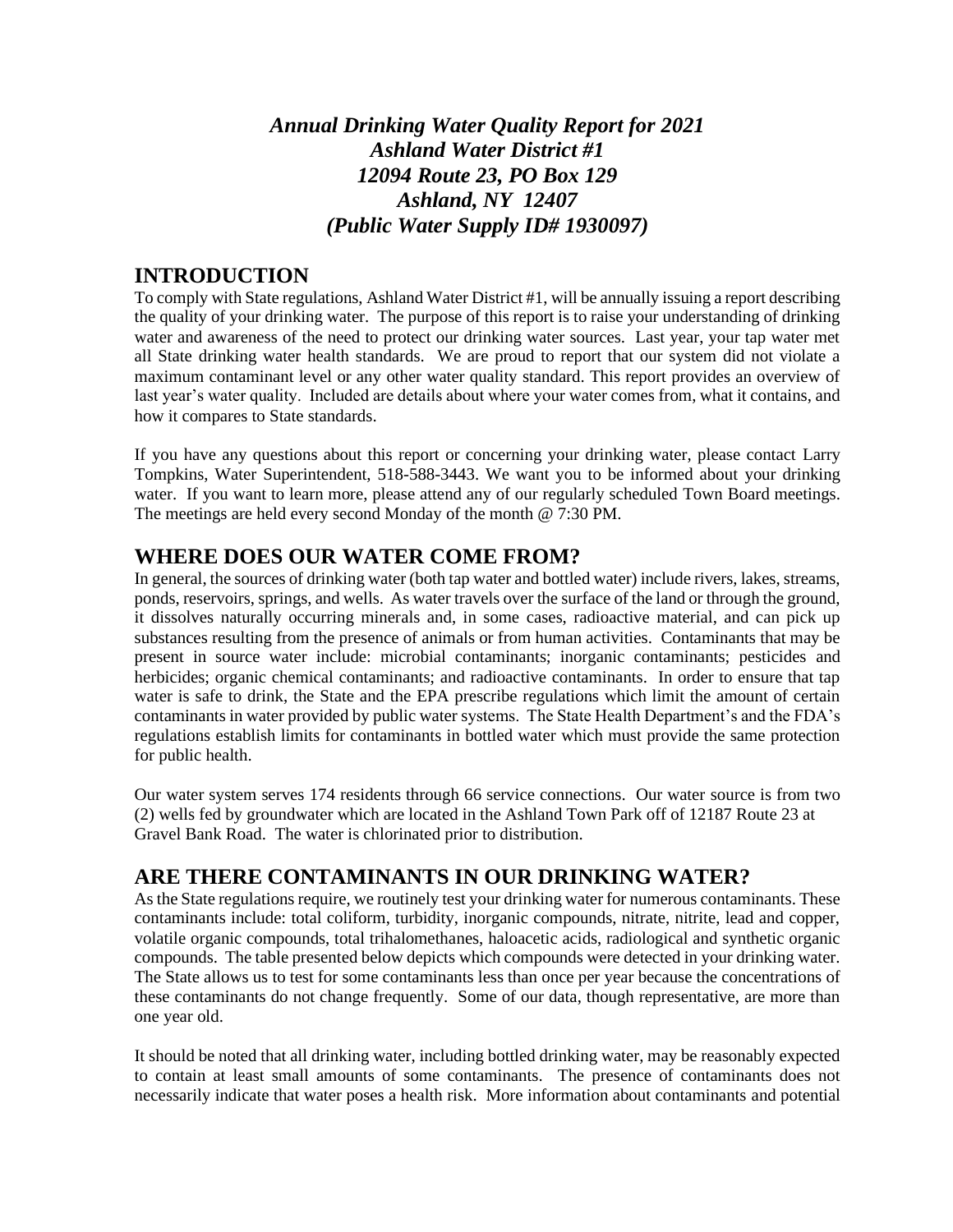***Annual Drinking Water Quality Report for 2021***
***Ashland Water District #1***
***12094 Route 23, PO Box 129***
***Ashland, NY 12407***
***(Public Water Supply ID# 1930097)***

## INTRODUCTION

To comply with State regulations, Ashland Water District #1, will be annually issuing a report describing the quality of your drinking water. The purpose of this report is to raise your understanding of drinking water and awareness of the need to protect our drinking water sources. Last year, your tap water met all State drinking water health standards. We are proud to report that our system did not violate a maximum contaminant level or any other water quality standard. This report provides an overview of last year's water quality. Included are details about where your water comes from, what it contains, and how it compares to State standards.

If you have any questions about this report or concerning your drinking water, please contact Larry Tompkins, Water Superintendent, 518-588-3443. We want you to be informed about your drinking water. If you want to learn more, please attend any of our regularly scheduled Town Board meetings. The meetings are held every second Monday of the month @ 7:30 PM.

## WHERE DOES OUR WATER COME FROM?

In general, the sources of drinking water (both tap water and bottled water) include rivers, lakes, streams, ponds, reservoirs, springs, and wells. As water travels over the surface of the land or through the ground, it dissolves naturally occurring minerals and, in some cases, radioactive material, and can pick up substances resulting from the presence of animals or from human activities. Contaminants that may be present in source water include: microbial contaminants; inorganic contaminants; pesticides and herbicides; organic chemical contaminants; and radioactive contaminants. In order to ensure that tap water is safe to drink, the State and the EPA prescribe regulations which limit the amount of certain contaminants in water provided by public water systems. The State Health Department's and the FDA's regulations establish limits for contaminants in bottled water which must provide the same protection for public health.

Our water system serves 174 residents through 66 service connections. Our water source is from two (2) wells fed by groundwater which are located in the Ashland Town Park off of 12187 Route 23 at Gravel Bank Road. The water is chlorinated prior to distribution.

## ARE THERE CONTAMINANTS IN OUR DRINKING WATER?

As the State regulations require, we routinely test your drinking water for numerous contaminants. These contaminants include: total coliform, turbidity, inorganic compounds, nitrate, nitrite, lead and copper, volatile organic compounds, total trihalomethanes, haloacetic acids, radiological and synthetic organic compounds. The table presented below depicts which compounds were detected in your drinking water. The State allows us to test for some contaminants less than once per year because the concentrations of these contaminants do not change frequently. Some of our data, though representative, are more than one year old.

It should be noted that all drinking water, including bottled drinking water, may be reasonably expected to contain at least small amounts of some contaminants. The presence of contaminants does not necessarily indicate that water poses a health risk. More information about contaminants and potential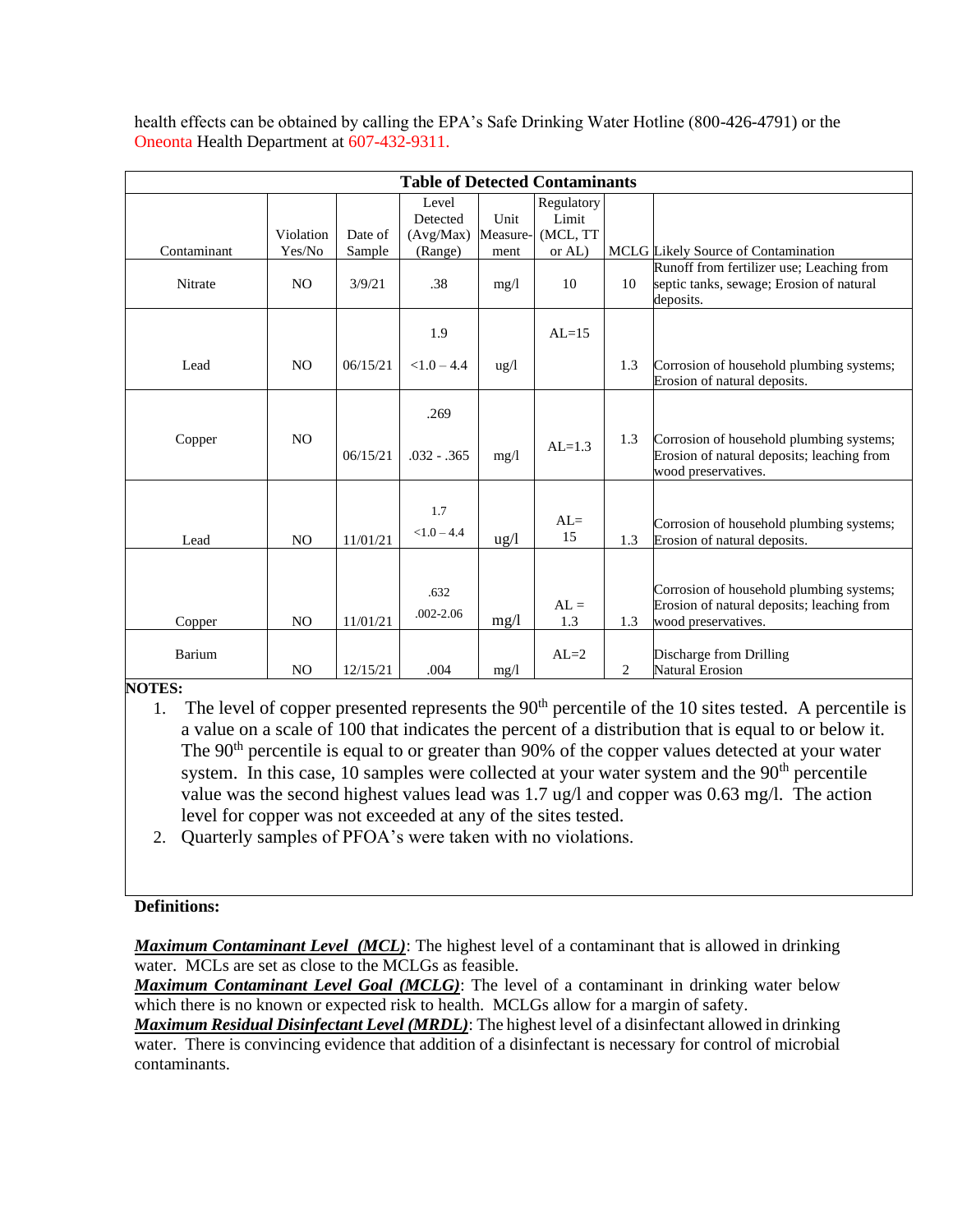health effects can be obtained by calling the EPA's Safe Drinking Water Hotline (800-426-4791) or the Oneonta Health Department at 607-432-9311.

| Table of Detected Contaminants | | | | | | | |
|---|---|---|---|---|---|---|---|
| Contaminant | Violation Yes/No | Date of Sample | Level Detected (Avg/Max) (Range) | Unit Measure-ment | Regulatory Limit (MCL, TT or AL) | MCLG | Likely Source of Contamination |
| Nitrate | NO | 3/9/21 | .38 | mg/l | 10 | 10 | Runoff from fertilizer use; Leaching from septic tanks, sewage; Erosion of natural deposits. |
| Lead | NO | 06/15/21 | 1.9<br><1.0 – 4.4 | ug/l | AL=15 | 1.3 | Corrosion of household plumbing systems; Erosion of natural deposits. |
| Copper | NO | 06/15/21 | .269<br>.032 - .365 | mg/l | AL=1.3 | 1.3 | Corrosion of household plumbing systems; Erosion of natural deposits; leaching from wood preservatives. |
| Lead | NO | 11/01/21 | 1.7<br><1.0 – 4.4 | ug/l | AL= 15 | 1.3 | Corrosion of household plumbing systems; Erosion of natural deposits. |
| Copper | NO | 11/01/21 | .632<br>.002-2.06 | mg/l | AL = 1.3 | 1.3 | Corrosion of household plumbing systems; Erosion of natural deposits; leaching from wood preservatives. |
| Barium | NO | 12/15/21 | .004 | mg/l | AL=2 | 2 | Discharge from Drilling Natural Erosion |

**NOTES:**

1. The level of copper presented represents the 90th percentile of the 10 sites tested. A percentile is a value on a scale of 100 that indicates the percent of a distribution that is equal to or below it. The 90th percentile is equal to or greater than 90% of the copper values detected at your water system. In this case, 10 samples were collected at your water system and the 90th percentile value was the second highest values lead was 1.7 ug/l and copper was 0.63 mg/l. The action level for copper was not exceeded at any of the sites tested.
2. Quarterly samples of PFOA's were taken with no violations.

**Definitions:**

***Maximum Contaminant Level (MCL)***: The highest level of a contaminant that is allowed in drinking water. MCLs are set as close to the MCLGs as feasible.

***Maximum Contaminant Level Goal (MCLG)***: The level of a contaminant in drinking water below which there is no known or expected risk to health. MCLGs allow for a margin of safety.

***Maximum Residual Disinfectant Level (MRDL)***: The highest level of a disinfectant allowed in drinking water. There is convincing evidence that addition of a disinfectant is necessary for control of microbial contaminants.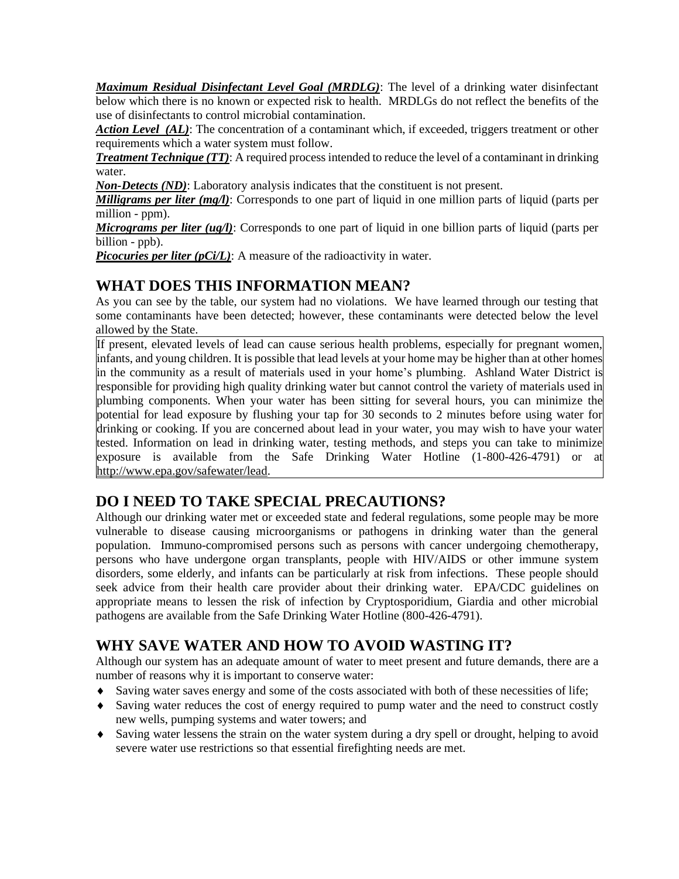***Maximum Residual Disinfectant Level Goal (MRDLG)***: The level of a drinking water disinfectant below which there is no known or expected risk to health. MRDLGs do not reflect the benefits of the use of disinfectants to control microbial contamination.
***Action Level (AL)***: The concentration of a contaminant which, if exceeded, triggers treatment or other requirements which a water system must follow.
***Treatment Technique (TT)***: A required process intended to reduce the level of a contaminant in drinking water.
***Non-Detects (ND)***: Laboratory analysis indicates that the constituent is not present.
***Milligrams per liter (mg/l)***: Corresponds to one part of liquid in one million parts of liquid (parts per million - ppm).
***Micrograms per liter (ug/l)***: Corresponds to one part of liquid in one billion parts of liquid (parts per billion - ppb).
***Picocuries per liter (pCi/L)***: A measure of the radioactivity in water.

## WHAT DOES THIS INFORMATION MEAN?

As you can see by the table, our system had no violations. We have learned through our testing that some contaminants have been detected; however, these contaminants were detected below the level allowed by the State.

If present, elevated levels of lead can cause serious health problems, especially for pregnant women, infants, and young children. It is possible that lead levels at your home may be higher than at other homes in the community as a result of materials used in your home's plumbing. Ashland Water District is responsible for providing high quality drinking water but cannot control the variety of materials used in plumbing components. When your water has been sitting for several hours, you can minimize the potential for lead exposure by flushing your tap for 30 seconds to 2 minutes before using water for drinking or cooking. If you are concerned about lead in your water, you may wish to have your water tested. Information on lead in drinking water, testing methods, and steps you can take to minimize exposure is available from the Safe Drinking Water Hotline (1-800-426-4791) or at http://www.epa.gov/safewater/lead.

## DO I NEED TO TAKE SPECIAL PRECAUTIONS?

Although our drinking water met or exceeded state and federal regulations, some people may be more vulnerable to disease causing microorganisms or pathogens in drinking water than the general population. Immuno-compromised persons such as persons with cancer undergoing chemotherapy, persons who have undergone organ transplants, people with HIV/AIDS or other immune system disorders, some elderly, and infants can be particularly at risk from infections. These people should seek advice from their health care provider about their drinking water. EPA/CDC guidelines on appropriate means to lessen the risk of infection by Cryptosporidium, Giardia and other microbial pathogens are available from the Safe Drinking Water Hotline (800-426-4791).

## WHY SAVE WATER AND HOW TO AVOID WASTING IT?

Although our system has an adequate amount of water to meet present and future demands, there are a number of reasons why it is important to conserve water:

- Saving water saves energy and some of the costs associated with both of these necessities of life;
- Saving water reduces the cost of energy required to pump water and the need to construct costly new wells, pumping systems and water towers; and
- Saving water lessens the strain on the water system during a dry spell or drought, helping to avoid severe water use restrictions so that essential firefighting needs are met.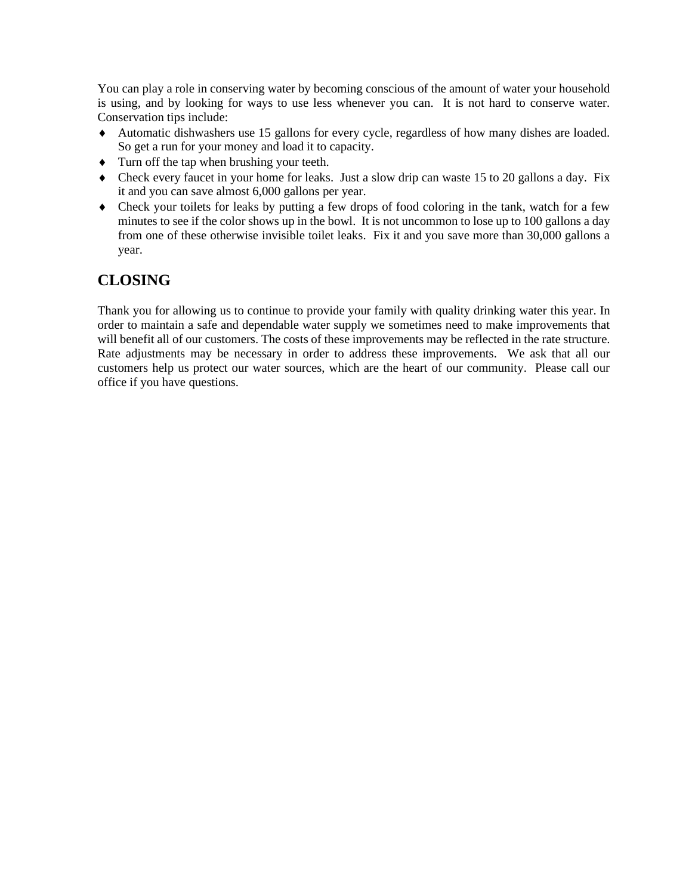You can play a role in conserving water by becoming conscious of the amount of water your household is using, and by looking for ways to use less whenever you can. It is not hard to conserve water. Conservation tips include:

- Automatic dishwashers use 15 gallons for every cycle, regardless of how many dishes are loaded. So get a run for your money and load it to capacity.
- Turn off the tap when brushing your teeth.
- Check every faucet in your home for leaks. Just a slow drip can waste 15 to 20 gallons a day. Fix it and you can save almost 6,000 gallons per year.
- Check your toilets for leaks by putting a few drops of food coloring in the tank, watch for a few minutes to see if the color shows up in the bowl. It is not uncommon to lose up to 100 gallons a day from one of these otherwise invisible toilet leaks. Fix it and you save more than 30,000 gallons a year.

## CLOSING

Thank you for allowing us to continue to provide your family with quality drinking water this year. In order to maintain a safe and dependable water supply we sometimes need to make improvements that will benefit all of our customers. The costs of these improvements may be reflected in the rate structure. Rate adjustments may be necessary in order to address these improvements. We ask that all our customers help us protect our water sources, which are the heart of our community. Please call our office if you have questions.